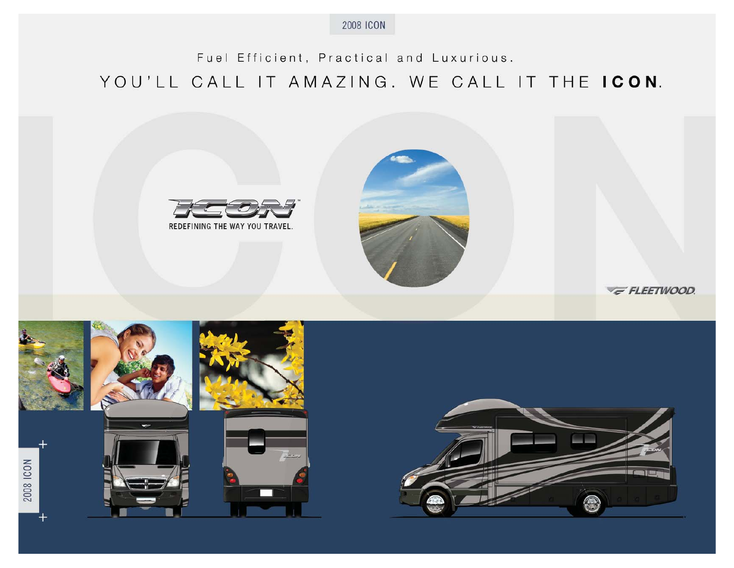2008 ICON

Fuel Efficient, Practical and Luxurious.

# YOU'LL CALL IT AMAZING. WE CALL IT THE **ICON**.

ICON™

REDEFINING THE WAY YOU TRAVEL.

FLEETWOOD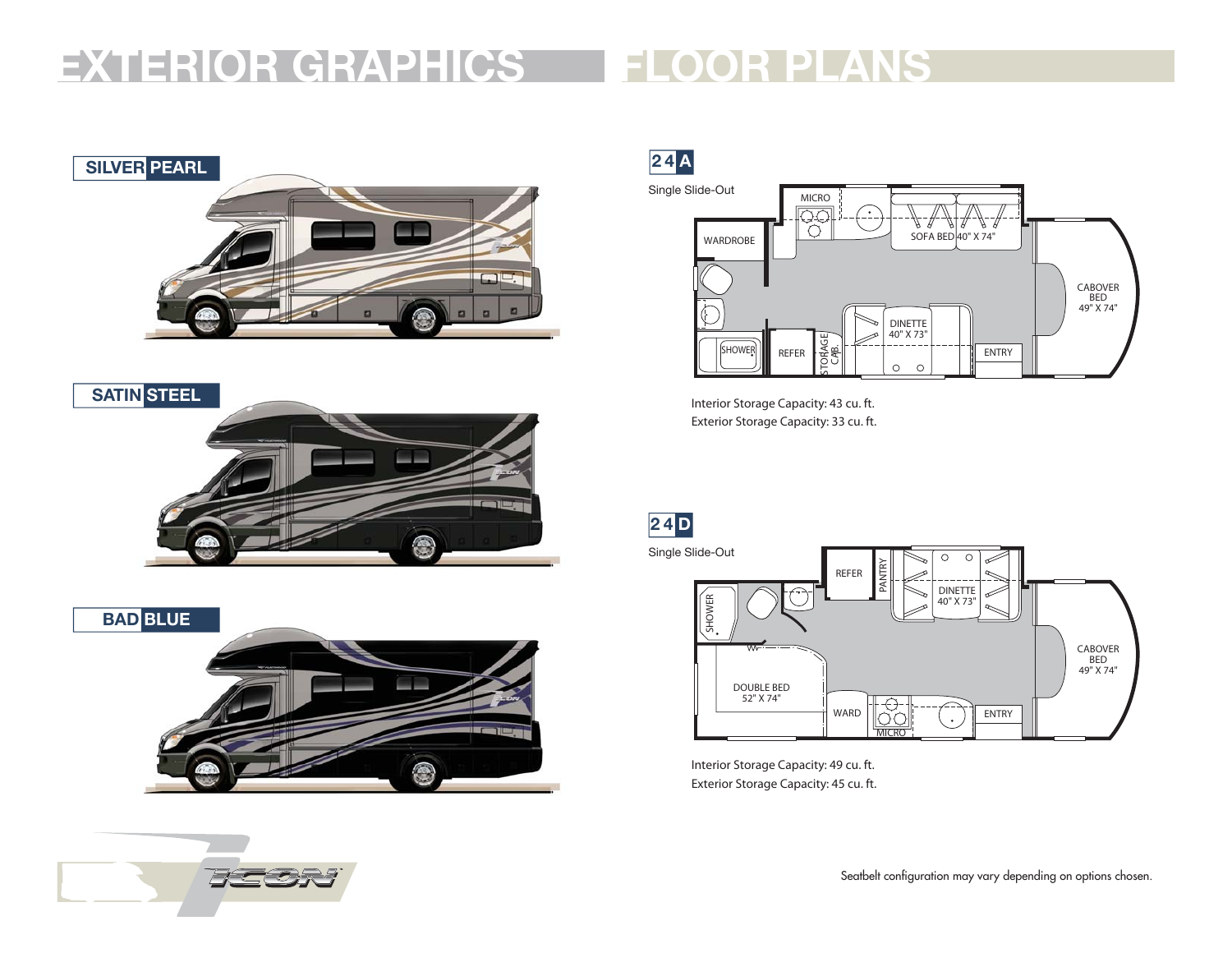# EXTERIOR GRAPHICS

## SILVER PEARL

## SATIN STEEL

## BAD BLUE

# FLOOR PLANS

## 24A

Single Slide-Out

MICRO
WARDROBE
SOFA BED 40" X 74"
CABOVER BED 49" X 74"
DINETTE 40" X 73"
SHOWER
REFER
STORAGE CAB.
ENTRY

Interior Storage Capacity: 43 cu. ft.
Exterior Storage Capacity: 33 cu. ft.

## 24D

Single Slide-Out

REFER
PANTRY
DINETTE 40" X 73"
SHOWER
CABOVER BED 49" X 74"
DOUBLE BED 52" X 74"
WARD
MICRO
ENTRY

Interior Storage Capacity: 49 cu. ft.
Exterior Storage Capacity: 45 cu. ft.

Seatbelt configuration may vary depending on options chosen.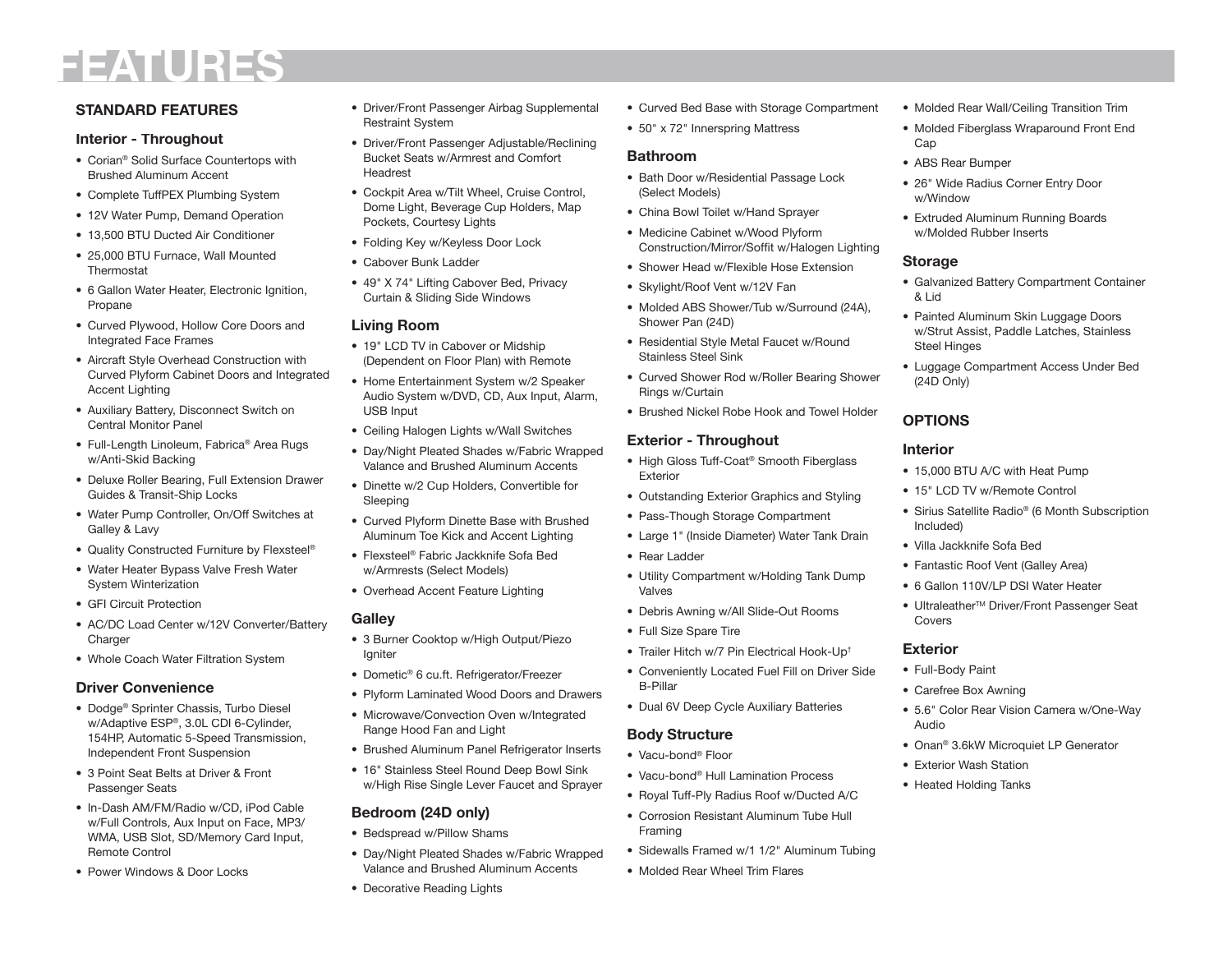# FEATURES

## STANDARD FEATURES

### Interior - Throughout

- Corian® Solid Surface Countertops with Brushed Aluminum Accent
- Complete TuffPEX Plumbing System
- 12V Water Pump, Demand Operation
- 13,500 BTU Ducted Air Conditioner
- 25,000 BTU Furnace, Wall Mounted Thermostat
- 6 Gallon Water Heater, Electronic Ignition, Propane
- Curved Plywood, Hollow Core Doors and Integrated Face Frames
- Aircraft Style Overhead Construction with Curved Plyform Cabinet Doors and Integrated Accent Lighting
- Auxiliary Battery, Disconnect Switch on Central Monitor Panel
- Full-Length Linoleum, Fabrica® Area Rugs w/Anti-Skid Backing
- Deluxe Roller Bearing, Full Extension Drawer Guides & Transit-Ship Locks
- Water Pump Controller, On/Off Switches at Galley & Lavy
- Quality Constructed Furniture by Flexsteel®
- Water Heater Bypass Valve Fresh Water System Winterization
- GFI Circuit Protection
- AC/DC Load Center w/12V Converter/Battery Charger
- Whole Coach Water Filtration System

### Driver Convenience

- Dodge® Sprinter Chassis, Turbo Diesel w/Adaptive ESP®, 3.0L CDI 6-Cylinder, 154HP, Automatic 5-Speed Transmission, Independent Front Suspension
- 3 Point Seat Belts at Driver & Front Passenger Seats
- In-Dash AM/FM/Radio w/CD, iPod Cable w/Full Controls, Aux Input on Face, MP3/WMA, USB Slot, SD/Memory Card Input, Remote Control
- Power Windows & Door Locks
- Driver/Front Passenger Airbag Supplemental Restraint System
- Driver/Front Passenger Adjustable/Reclining Bucket Seats w/Armrest and Comfort Headrest
- Cockpit Area w/Tilt Wheel, Cruise Control, Dome Light, Beverage Cup Holders, Map Pockets, Courtesy Lights
- Folding Key w/Keyless Door Lock
- Cabover Bunk Ladder
- 49" X 74" Lifting Cabover Bed, Privacy Curtain & Sliding Side Windows

### Living Room

- 19" LCD TV in Cabover or Midship (Dependent on Floor Plan) with Remote
- Home Entertainment System w/2 Speaker Audio System w/DVD, CD, Aux Input, Alarm, USB Input
- Ceiling Halogen Lights w/Wall Switches
- Day/Night Pleated Shades w/Fabric Wrapped Valance and Brushed Aluminum Accents
- Dinette w/2 Cup Holders, Convertible for Sleeping
- Curved Plyform Dinette Base with Brushed Aluminum Toe Kick and Accent Lighting
- Flexsteel® Fabric Jackknife Sofa Bed w/Armrests (Select Models)
- Overhead Accent Feature Lighting

### Galley

- 3 Burner Cooktop w/High Output/Piezo Igniter
- Dometic® 6 cu.ft. Refrigerator/Freezer
- Plyform Laminated Wood Doors and Drawers
- Microwave/Convection Oven w/Integrated Range Hood Fan and Light
- Brushed Aluminum Panel Refrigerator Inserts
- 16" Stainless Steel Round Deep Bowl Sink w/High Rise Single Lever Faucet and Sprayer

### Bedroom (24D only)

- Bedspread w/Pillow Shams
- Day/Night Pleated Shades w/Fabric Wrapped Valance and Brushed Aluminum Accents
- Decorative Reading Lights
- Curved Bed Base with Storage Compartment
- 50" x 72" Innerspring Mattress

### Bathroom

- Bath Door w/Residential Passage Lock (Select Models)
- China Bowl Toilet w/Hand Sprayer
- Medicine Cabinet w/Wood Plyform Construction/Mirror/Soffit w/Halogen Lighting
- Shower Head w/Flexible Hose Extension
- Skylight/Roof Vent w/12V Fan
- Molded ABS Shower/Tub w/Surround (24A), Shower Pan (24D)
- Residential Style Metal Faucet w/Round Stainless Steel Sink
- Curved Shower Rod w/Roller Bearing Shower Rings w/Curtain
- Brushed Nickel Robe Hook and Towel Holder

### Exterior - Throughout

- High Gloss Tuff-Coat® Smooth Fiberglass Exterior
- Outstanding Exterior Graphics and Styling
- Pass-Though Storage Compartment
- Large 1" (Inside Diameter) Water Tank Drain
- Rear Ladder
- Utility Compartment w/Holding Tank Dump Valves
- Debris Awning w/All Slide-Out Rooms
- Full Size Spare Tire
- Trailer Hitch w/7 Pin Electrical Hook-Up†
- Conveniently Located Fuel Fill on Driver Side B-Pillar
- Dual 6V Deep Cycle Auxiliary Batteries

### Body Structure

- Vacu-bond® Floor
- Vacu-bond® Hull Lamination Process
- Royal Tuff-Ply Radius Roof w/Ducted A/C
- Corrosion Resistant Aluminum Tube Hull Framing
- Sidewalls Framed w/1 1/2" Aluminum Tubing
- Molded Rear Wheel Trim Flares
- Molded Rear Wall/Ceiling Transition Trim
- Molded Fiberglass Wraparound Front End Cap
- ABS Rear Bumper
- 26" Wide Radius Corner Entry Door w/Window
- Extruded Aluminum Running Boards w/Molded Rubber Inserts

### Storage

- Galvanized Battery Compartment Container & Lid
- Painted Aluminum Skin Luggage Doors w/Strut Assist, Paddle Latches, Stainless Steel Hinges
- Luggage Compartment Access Under Bed (24D Only)

## OPTIONS

### Interior

- 15,000 BTU A/C with Heat Pump
- 15" LCD TV w/Remote Control
- Sirius Satellite Radio® (6 Month Subscription Included)
- Villa Jackknife Sofa Bed
- Fantastic Roof Vent (Galley Area)
- 6 Gallon 110V/LP DSI Water Heater
- Ultraleather™ Driver/Front Passenger Seat Covers

### Exterior

- Full-Body Paint
- Carefree Box Awning
- 5.6" Color Rear Vision Camera w/One-Way Audio
- Onan® 3.6kW Microquiet LP Generator
- Exterior Wash Station
- Heated Holding Tanks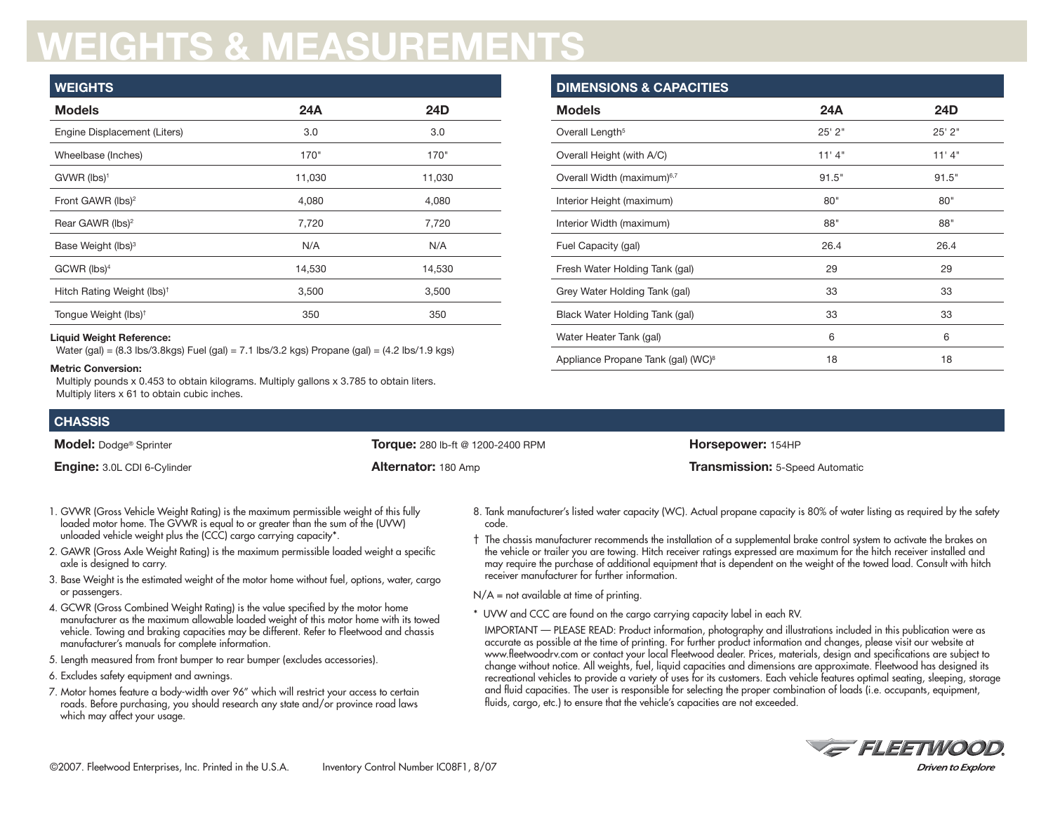# WEIGHTS & MEASUREMENTS

## WEIGHTS

| Models | 24A | 24D |
|---|---|---|
| Engine Displacement (Liters) | 3.0 | 3.0 |
| Wheelbase (Inches) | 170" | 170" |
| GVWR (lbs)[1] | 11,030 | 11,030 |
| Front GAWR (lbs)[2] | 4,080 | 4,080 |
| Rear GAWR (lbs)[2] | 7,720 | 7,720 |
| Base Weight (lbs)[3] | N/A | N/A |
| GCWR (lbs)[4] | 14,530 | 14,530 |
| Hitch Rating Weight (lbs)[†] | 3,500 | 3,500 |
| Tongue Weight (lbs)[†] | 350 | 350 |

**Liquid Weight Reference:**
Water (gal) = (8.3 lbs/3.8kgs) Fuel (gal) = 7.1 lbs/3.2 kgs) Propane (gal) = (4.2 lbs/1.9 kgs)

**Metric Conversion:**
Multiply pounds x 0.453 to obtain kilograms. Multiply gallons x 3.785 to obtain liters. Multiply liters x 61 to obtain cubic inches.

## DIMENSIONS & CAPACITIES

| Models | 24A | 24D |
|---|---|---|
| Overall Length[5] | 25' 2" | 25' 2" |
| Overall Height (with A/C) | 11' 4" | 11' 4" |
| Overall Width (maximum)[6,7] | 91.5" | 91.5" |
| Interior Height (maximum) | 80" | 80" |
| Interior Width (maximum) | 88" | 88" |
| Fuel Capacity (gal) | 26.4 | 26.4 |
| Fresh Water Holding Tank (gal) | 29 | 29 |
| Grey Water Holding Tank (gal) | 33 | 33 |
| Black Water Holding Tank (gal) | 33 | 33 |
| Water Heater Tank (gal) | 6 | 6 |
| Appliance Propane Tank (gal) (WC)[8] | 18 | 18 |

## CHASSIS

**Model:** Dodge® Sprinter

**Engine:** 3.0L CDI 6-Cylinder

**Torque:** 280 lb-ft @ 1200-2400 RPM

**Alternator:** 180 Amp

**Horsepower:** 154HP

**Transmission:** 5-Speed Automatic

1. GVWR (Gross Vehicle Weight Rating) is the maximum permissible weight of this fully loaded motor home. The GVWR is equal to or greater than the sum of the (UVW) unloaded vehicle weight plus the (CCC) cargo carrying capacity*.
2. GAWR (Gross Axle Weight Rating) is the maximum permissible loaded weight a specific axle is designed to carry.
3. Base Weight is the estimated weight of the motor home without fuel, options, water, cargo or passengers.
4. GCWR (Gross Combined Weight Rating) is the value specified by the motor home manufacturer as the maximum allowable loaded weight of this motor home with its towed vehicle. Towing and braking capacities may be different. Refer to Fleetwood and chassis manufacturer's manuals for complete information.
5. Length measured from front bumper to rear bumper (excludes accessories).
6. Excludes safety equipment and awnings.
7. Motor homes feature a body-width over 96" which will restrict your access to certain roads. Before purchasing, you should research any state and/or province road laws which may affect your usage.
8. Tank manufacturer's listed water capacity (WC). Actual propane capacity is 80% of water listing as required by the safety code.

† The chassis manufacturer recommends the installation of a supplemental brake control system to activate the brakes on the vehicle or trailer you are towing. Hitch receiver ratings expressed are maximum for the hitch receiver installed and may require the purchase of additional equipment that is dependent on the weight of the towed load. Consult with hitch receiver manufacturer for further information.

N/A = not available at time of printing.

* UVW and CCC are found on the cargo carrying capacity label in each RV.

IMPORTANT — PLEASE READ: Product information, photography and illustrations included in this publication were as accurate as possible at the time of printing. For further product information and changes, please visit our website at www.fleetwoodrv.com or contact your local Fleetwood dealer. Prices, materials, design and specifications are subject to change without notice. All weights, fuel, liquid capacities and dimensions are approximate. Fleetwood has designed its recreational vehicles to provide a variety of uses for its customers. Each vehicle features optimal seating, sleeping, storage and fluid capacities. The user is responsible for selecting the proper combination of loads (i.e. occupants, equipment, fluids, cargo, etc.) to ensure that the vehicle's capacities are not exceeded.

©2007. Fleetwood Enterprises, Inc. Printed in the U.S.A. Inventory Control Number IC08F1, 8/07

FLEETWOOD. *Driven to Explore*